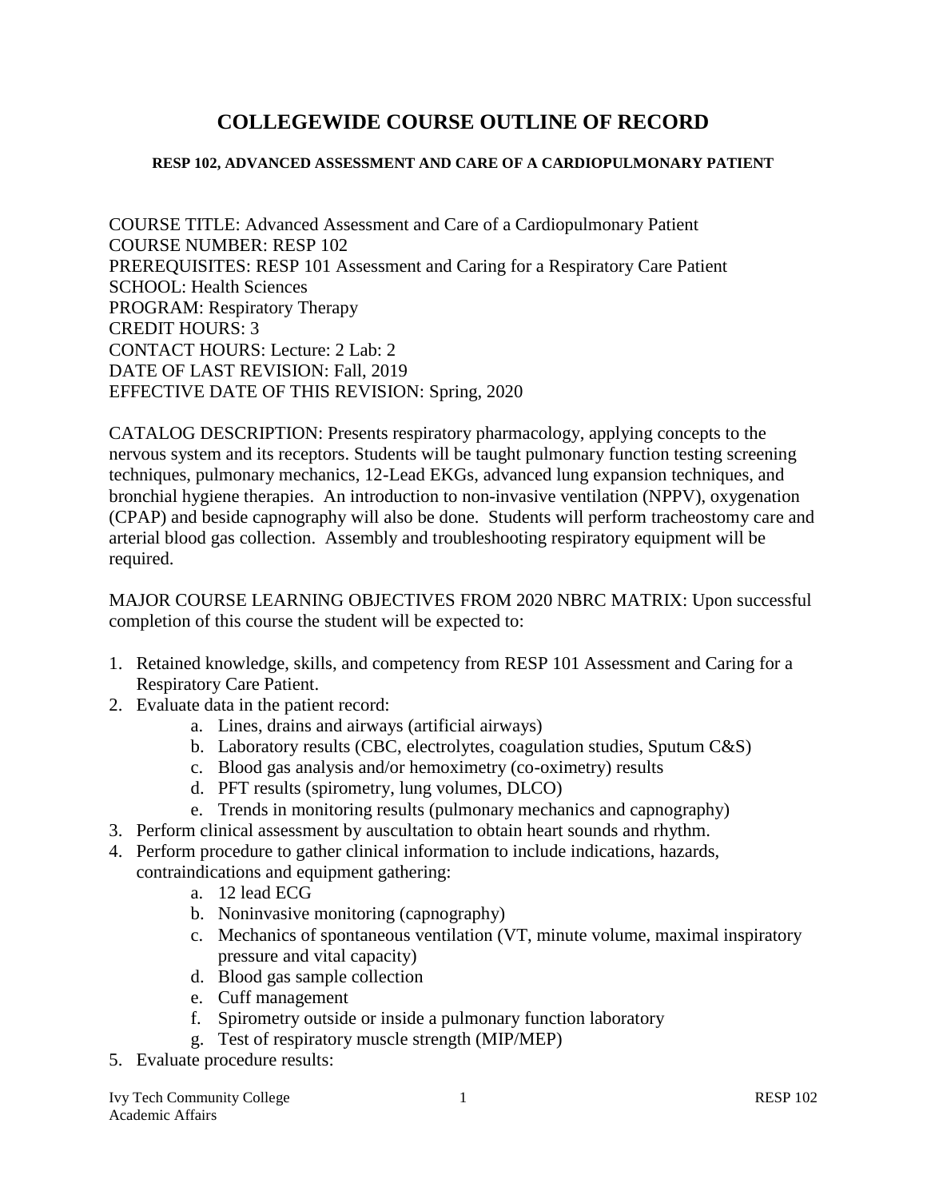# COLLEGEWIDE COURSE OUTLINE OF RECORD

#### RESP 102, ADVANCED ASSESSMENT AND CARE OF A CARDIOPULMONARY PATIENT

COURSE TITLE: Advanced Assessment and Care of a Cardiopulmonary Patient
COURSE NUMBER: RESP 102
PREREQUISITES: RESP 101 Assessment and Caring for a Respiratory Care Patient
SCHOOL: Health Sciences
PROGRAM: Respiratory Therapy
CREDIT HOURS: 3
CONTACT HOURS: Lecture: 2 Lab: 2
DATE OF LAST REVISION: Fall, 2019
EFFECTIVE DATE OF THIS REVISION: Spring, 2020

CATALOG DESCRIPTION: Presents respiratory pharmacology, applying concepts to the nervous system and its receptors. Students will be taught pulmonary function testing screening techniques, pulmonary mechanics, 12-Lead EKGs, advanced lung expansion techniques, and bronchial hygiene therapies. An introduction to non-invasive ventilation (NPPV), oxygenation (CPAP) and beside capnography will also be done. Students will perform tracheostomy care and arterial blood gas collection. Assembly and troubleshooting respiratory equipment will be required.

MAJOR COURSE LEARNING OBJECTIVES FROM 2020 NBRC MATRIX: Upon successful completion of this course the student will be expected to:

1. Retained knowledge, skills, and competency from RESP 101 Assessment and Caring for a Respiratory Care Patient.
2. Evaluate data in the patient record:
    a. Lines, drains and airways (artificial airways)
    b. Laboratory results (CBC, electrolytes, coagulation studies, Sputum C&S)
    c. Blood gas analysis and/or hemoximetry (co-oximetry) results
    d. PFT results (spirometry, lung volumes, DLCO)
    e. Trends in monitoring results (pulmonary mechanics and capnography)
3. Perform clinical assessment by auscultation to obtain heart sounds and rhythm.
4. Perform procedure to gather clinical information to include indications, hazards, contraindications and equipment gathering:
    a. 12 lead ECG
    b. Noninvasive monitoring (capnography)
    c. Mechanics of spontaneous ventilation (VT, minute volume, maximal inspiratory pressure and vital capacity)
    d. Blood gas sample collection
    e. Cuff management
    f. Spirometry outside or inside a pulmonary function laboratory
    g. Test of respiratory muscle strength (MIP/MEP)
5. Evaluate procedure results: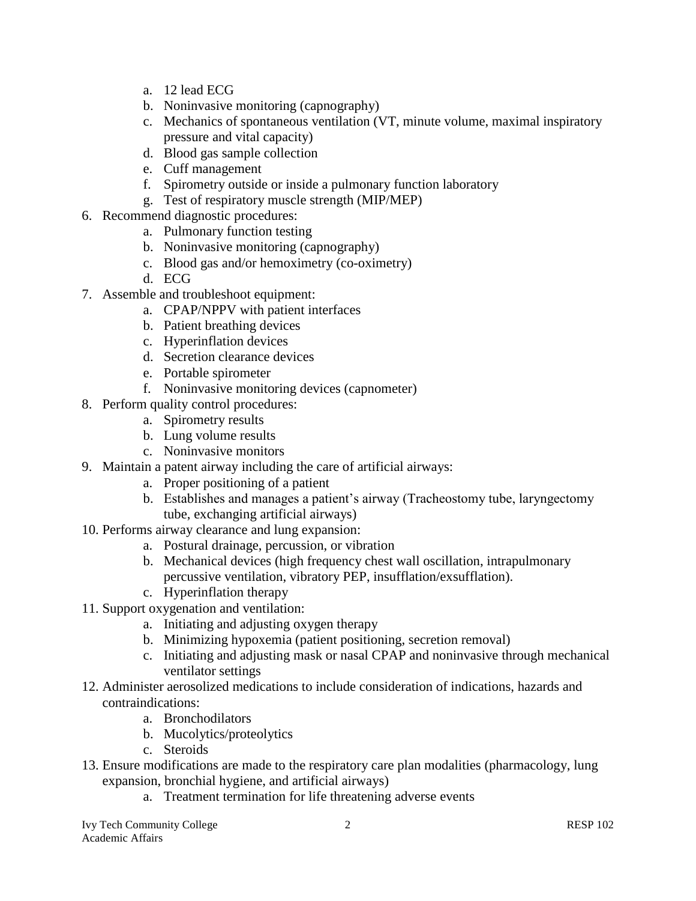a. 12 lead ECG
   b. Noninvasive monitoring (capnography)
   c. Mechanics of spontaneous ventilation (VT, minute volume, maximal inspiratory pressure and vital capacity)
   d. Blood gas sample collection
   e. Cuff management
   f. Spirometry outside or inside a pulmonary function laboratory
   g. Test of respiratory muscle strength (MIP/MEP)

6. Recommend diagnostic procedures:
   a. Pulmonary function testing
   b. Noninvasive monitoring (capnography)
   c. Blood gas and/or hemoximetry (co-oximetry)
   d. ECG
7. Assemble and troubleshoot equipment:
   a. CPAP/NPPV with patient interfaces
   b. Patient breathing devices
   c. Hyperinflation devices
   d. Secretion clearance devices
   e. Portable spirometer
   f. Noninvasive monitoring devices (capnometer)
8. Perform quality control procedures:
   a. Spirometry results
   b. Lung volume results
   c. Noninvasive monitors
9. Maintain a patent airway including the care of artificial airways:
   a. Proper positioning of a patient
   b. Establishes and manages a patient's airway (Tracheostomy tube, laryngectomy tube, exchanging artificial airways)
10. Performs airway clearance and lung expansion:
    a. Postural drainage, percussion, or vibration
    b. Mechanical devices (high frequency chest wall oscillation, intrapulmonary percussive ventilation, vibratory PEP, insufflation/exsufflation).
    c. Hyperinflation therapy
11. Support oxygenation and ventilation:
    a. Initiating and adjusting oxygen therapy
    b. Minimizing hypoxemia (patient positioning, secretion removal)
    c. Initiating and adjusting mask or nasal CPAP and noninvasive through mechanical ventilator settings
12. Administer aerosolized medications to include consideration of indications, hazards and contraindications:
    a. Bronchodilators
    b. Mucolytics/proteolytics
    c. Steroids
13. Ensure modifications are made to the respiratory care plan modalities (pharmacology, lung expansion, bronchial hygiene, and artificial airways)
    a. Treatment termination for life threatening adverse events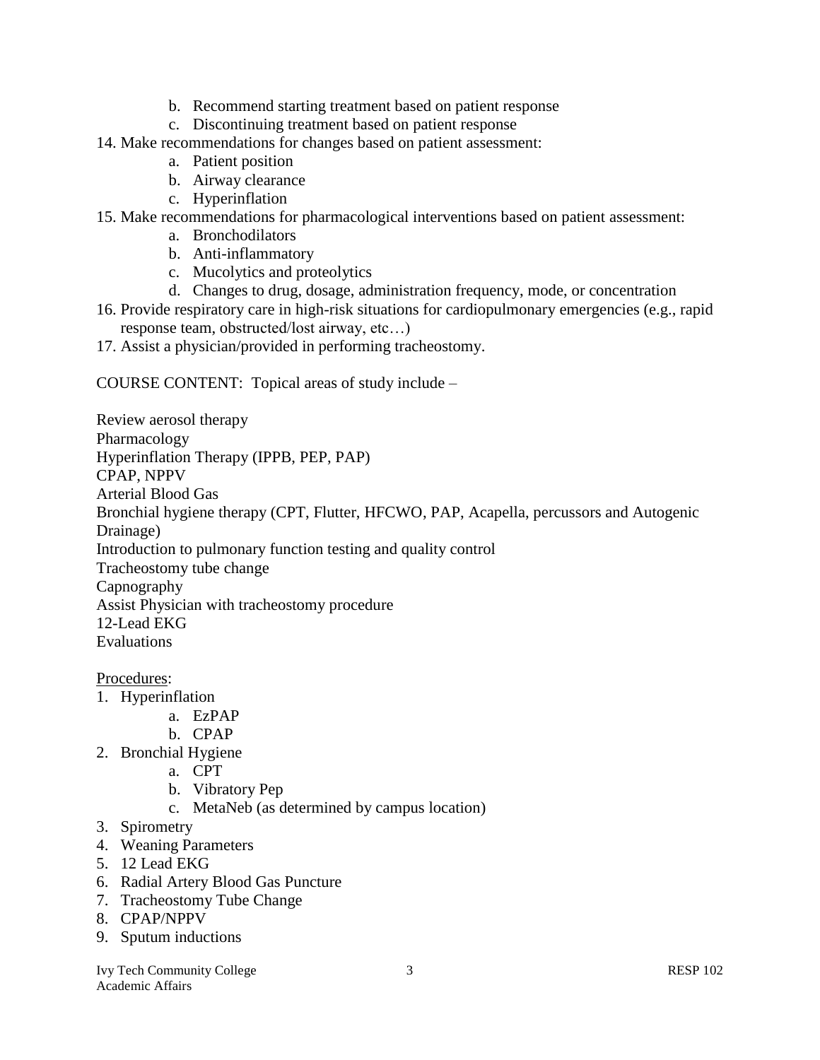b. Recommend starting treatment based on patient response
    c. Discontinuing treatment based on patient response
14. Make recommendations for changes based on patient assessment:
    a. Patient position
    b. Airway clearance
    c. Hyperinflation
15. Make recommendations for pharmacological interventions based on patient assessment:
    a. Bronchodilators
    b. Anti-inflammatory
    c. Mucolytics and proteolytics
    d. Changes to drug, dosage, administration frequency, mode, or concentration
16. Provide respiratory care in high-risk situations for cardiopulmonary emergencies (e.g., rapid response team, obstructed/lost airway, etc…)
17. Assist a physician/provided in performing tracheostomy.

COURSE CONTENT: Topical areas of study include –

Review aerosol therapy
Pharmacology
Hyperinflation Therapy (IPPB, PEP, PAP)
CPAP, NPPV
Arterial Blood Gas
Bronchial hygiene therapy (CPT, Flutter, HFCWO, PAP, Acapella, percussors and Autogenic Drainage)
Introduction to pulmonary function testing and quality control
Tracheostomy tube change
Capnography
Assist Physician with tracheostomy procedure
12-Lead EKG
Evaluations

Procedures:

1. Hyperinflation
    a. EzPAP
    b. CPAP
2. Bronchial Hygiene
    a. CPT
    b. Vibratory Pep
    c. MetaNeb (as determined by campus location)
3. Spirometry
4. Weaning Parameters
5. 12 Lead EKG
6. Radial Artery Blood Gas Puncture
7. Tracheostomy Tube Change
8. CPAP/NPPV
9. Sputum inductions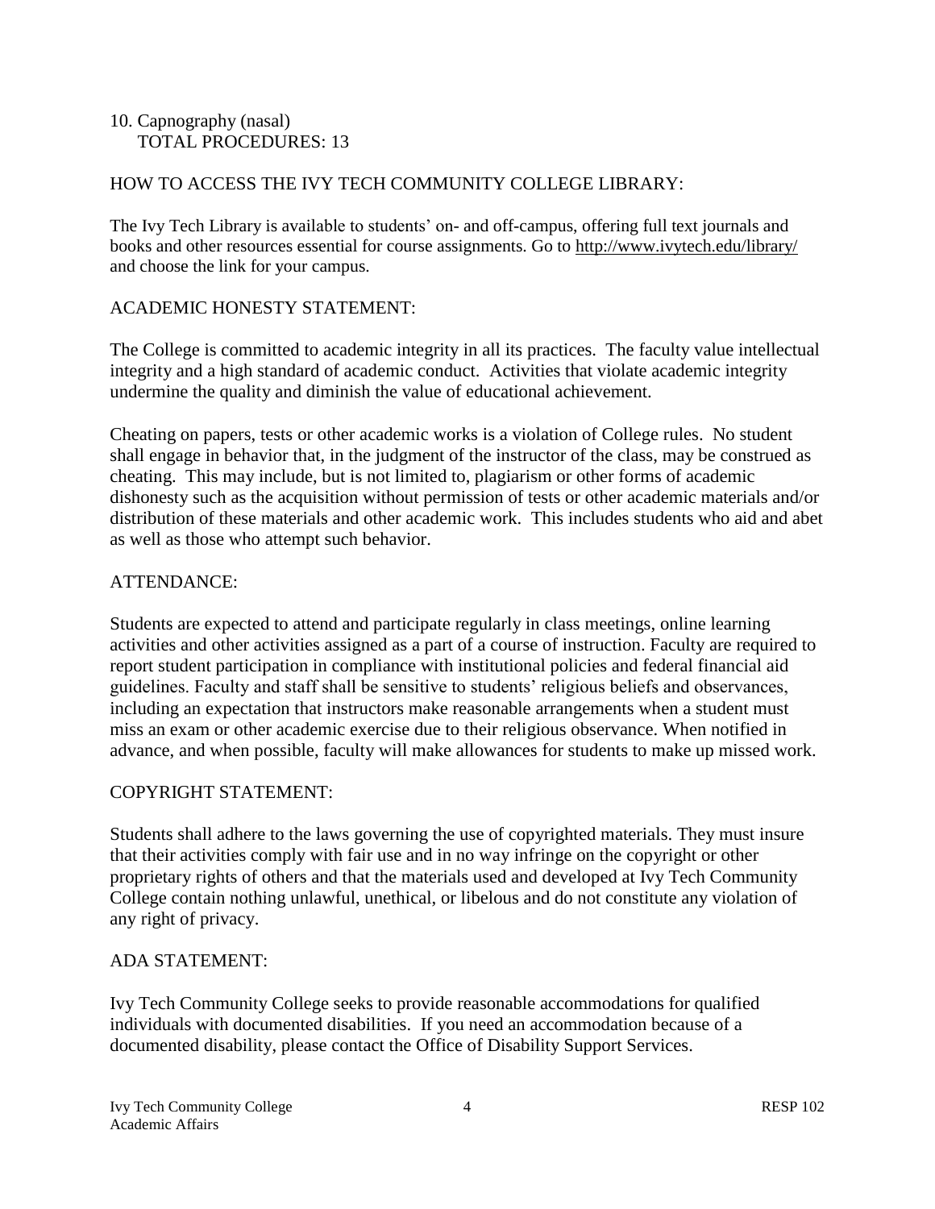10. Capnography (nasal)
    TOTAL PROCEDURES: 13

## HOW TO ACCESS THE IVY TECH COMMUNITY COLLEGE LIBRARY:

The Ivy Tech Library is available to students' on- and off-campus, offering full text journals and books and other resources essential for course assignments. Go to http://www.ivytech.edu/library/ and choose the link for your campus.

## ACADEMIC HONESTY STATEMENT:

The College is committed to academic integrity in all its practices. The faculty value intellectual integrity and a high standard of academic conduct. Activities that violate academic integrity undermine the quality and diminish the value of educational achievement.

Cheating on papers, tests or other academic works is a violation of College rules. No student shall engage in behavior that, in the judgment of the instructor of the class, may be construed as cheating. This may include, but is not limited to, plagiarism or other forms of academic dishonesty such as the acquisition without permission of tests or other academic materials and/or distribution of these materials and other academic work. This includes students who aid and abet as well as those who attempt such behavior.

## ATTENDANCE:

Students are expected to attend and participate regularly in class meetings, online learning activities and other activities assigned as a part of a course of instruction. Faculty are required to report student participation in compliance with institutional policies and federal financial aid guidelines. Faculty and staff shall be sensitive to students' religious beliefs and observances, including an expectation that instructors make reasonable arrangements when a student must miss an exam or other academic exercise due to their religious observance. When notified in advance, and when possible, faculty will make allowances for students to make up missed work.

## COPYRIGHT STATEMENT:

Students shall adhere to the laws governing the use of copyrighted materials. They must insure that their activities comply with fair use and in no way infringe on the copyright or other proprietary rights of others and that the materials used and developed at Ivy Tech Community College contain nothing unlawful, unethical, or libelous and do not constitute any violation of any right of privacy.

## ADA STATEMENT:

Ivy Tech Community College seeks to provide reasonable accommodations for qualified individuals with documented disabilities. If you need an accommodation because of a documented disability, please contact the Office of Disability Support Services.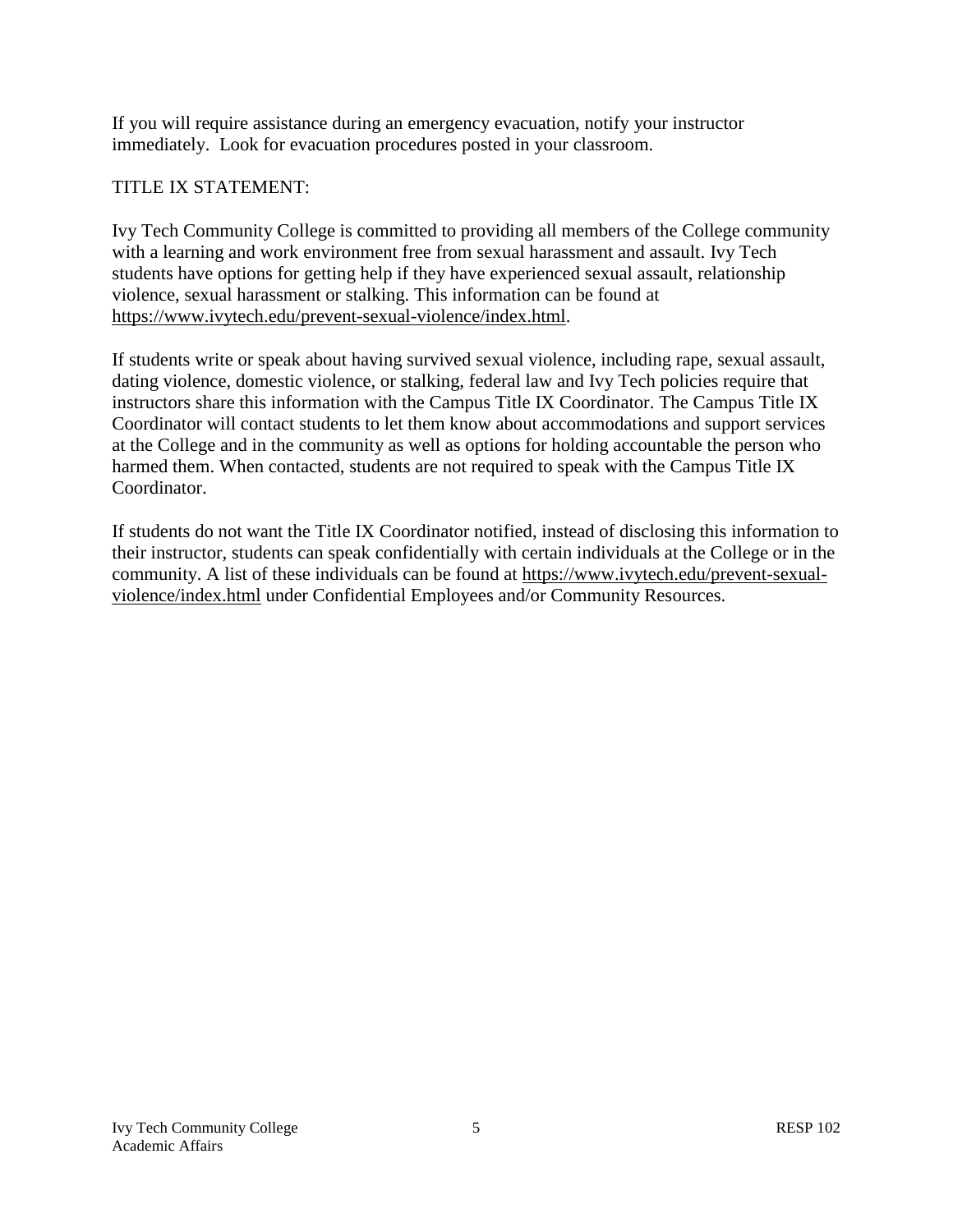If you will require assistance during an emergency evacuation, notify your instructor immediately. Look for evacuation procedures posted in your classroom.

TITLE IX STATEMENT:

Ivy Tech Community College is committed to providing all members of the College community with a learning and work environment free from sexual harassment and assault. Ivy Tech students have options for getting help if they have experienced sexual assault, relationship violence, sexual harassment or stalking. This information can be found at https://www.ivytech.edu/prevent-sexual-violence/index.html.

If students write or speak about having survived sexual violence, including rape, sexual assault, dating violence, domestic violence, or stalking, federal law and Ivy Tech policies require that instructors share this information with the Campus Title IX Coordinator. The Campus Title IX Coordinator will contact students to let them know about accommodations and support services at the College and in the community as well as options for holding accountable the person who harmed them. When contacted, students are not required to speak with the Campus Title IX Coordinator.

If students do not want the Title IX Coordinator notified, instead of disclosing this information to their instructor, students can speak confidentially with certain individuals at the College or in the community. A list of these individuals can be found at https://www.ivytech.edu/prevent-sexual-violence/index.html under Confidential Employees and/or Community Resources.